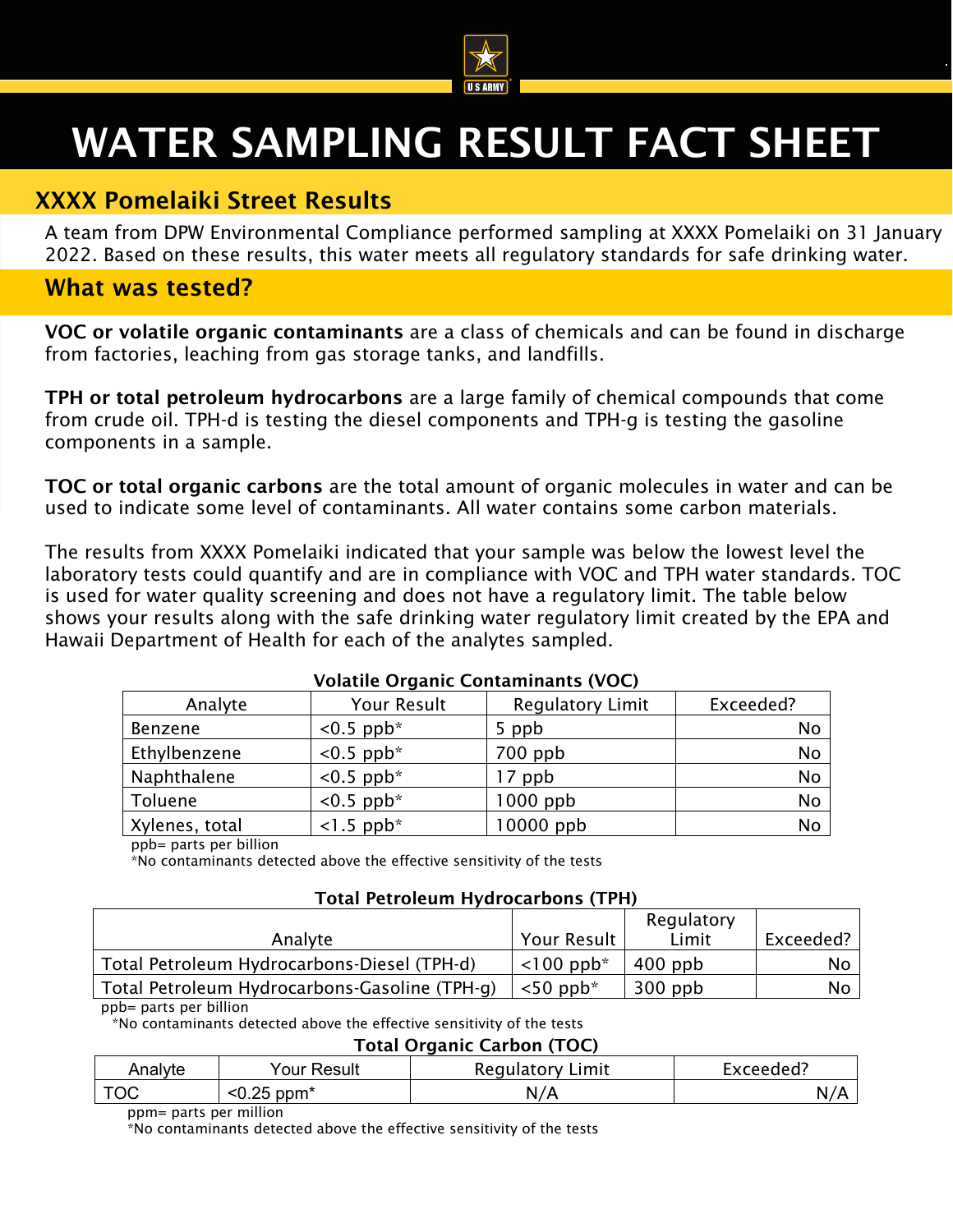# WATER SAMPLING RESULT FACT SHEET

## XXXX Pomelaiki Street Results

A team from DPW Environmental Compliance performed sampling at XXXX Pomelaiki on 31 January 2022. Based on these results, this water meets all regulatory standards for safe drinking water.

## What was tested?

**VOC or volatile organic contaminants** are a class of chemicals and can be found in discharge from factories, leaching from gas storage tanks, and landfills.

**TPH or total petroleum hydrocarbons** are a large family of chemical compounds that come from crude oil. TPH-d is testing the diesel components and TPH-g is testing the gasoline components in a sample.

**TOC or total organic carbons** are the total amount of organic molecules in water and can be used to indicate some level of contaminants. All water contains some carbon materials.

The results from XXXX Pomelaiki indicated that your sample was below the lowest level the laboratory tests could quantify and are in compliance with VOC and TPH water standards. TOC is used for water quality screening and does not have a regulatory limit. The table below shows your results along with the safe drinking water regulatory limit created by the EPA and Hawaii Department of Health for each of the analytes sampled.

**Volatile Organic Contaminants (VOC)**

| Analyte | Your Result | Regulatory Limit | Exceeded? |
|---|---|---|---|
| Benzene | <0.5 ppb* | 5 ppb | No |
| Ethylbenzene | <0.5 ppb* | 700 ppb | No |
| Naphthalene | <0.5 ppb* | 17 ppb | No |
| Toluene | <0.5 ppb* | 1000 ppb | No |
| Xylenes, total | <1.5 ppb* | 10000 ppb | No |

ppb= parts per billion
*No contaminants detected above the effective sensitivity of the tests

**Total Petroleum Hydrocarbons (TPH)**

| Analyte | Your Result | Regulatory Limit | Exceeded? |
|---|---|---|---|
| Total Petroleum Hydrocarbons-Diesel (TPH-d) | <100 ppb* | 400 ppb | No |
| Total Petroleum Hydrocarbons-Gasoline (TPH-g) | <50 ppb* | 300 ppb | No |

ppb= parts per billion
*No contaminants detected above the effective sensitivity of the tests

**Total Organic Carbon (TOC)**

| Analyte | Your Result | Regulatory Limit | Exceeded? |
|---|---|---|---|
| TOC | <0.25 ppm* | N/A | N/A |

ppm= parts per million
*No contaminants detected above the effective sensitivity of the tests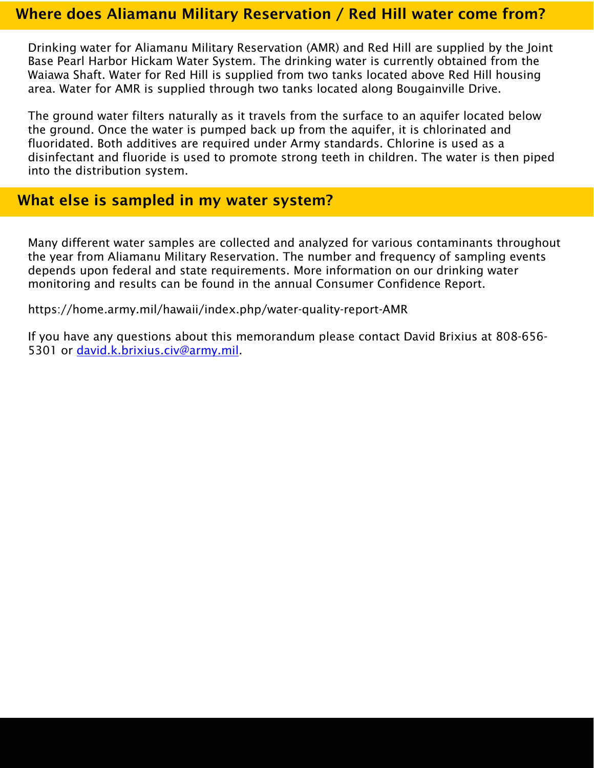## Where does Aliamanu Military Reservation / Red Hill water come from?

Drinking water for Aliamanu Military Reservation (AMR) and Red Hill are supplied by the Joint Base Pearl Harbor Hickam Water System. The drinking water is currently obtained from the Waiawa Shaft. Water for Red Hill is supplied from two tanks located above Red Hill housing area. Water for AMR is supplied through two tanks located along Bougainville Drive.

The ground water filters naturally as it travels from the surface to an aquifer located below the ground. Once the water is pumped back up from the aquifer, it is chlorinated and fluoridated. Both additives are required under Army standards. Chlorine is used as a disinfectant and fluoride is used to promote strong teeth in children. The water is then piped into the distribution system.

## What else is sampled in my water system?

Many different water samples are collected and analyzed for various contaminants throughout the year from Aliamanu Military Reservation. The number and frequency of sampling events depends upon federal and state requirements. More information on our drinking water monitoring and results can be found in the annual Consumer Confidence Report.

https://home.army.mil/hawaii/index.php/water-quality-report-AMR

If you have any questions about this memorandum please contact David Brixius at 808-656-5301 or [david.k.brixius.civ@army.mil](mailto:david.k.brixius.civ@army.mil).